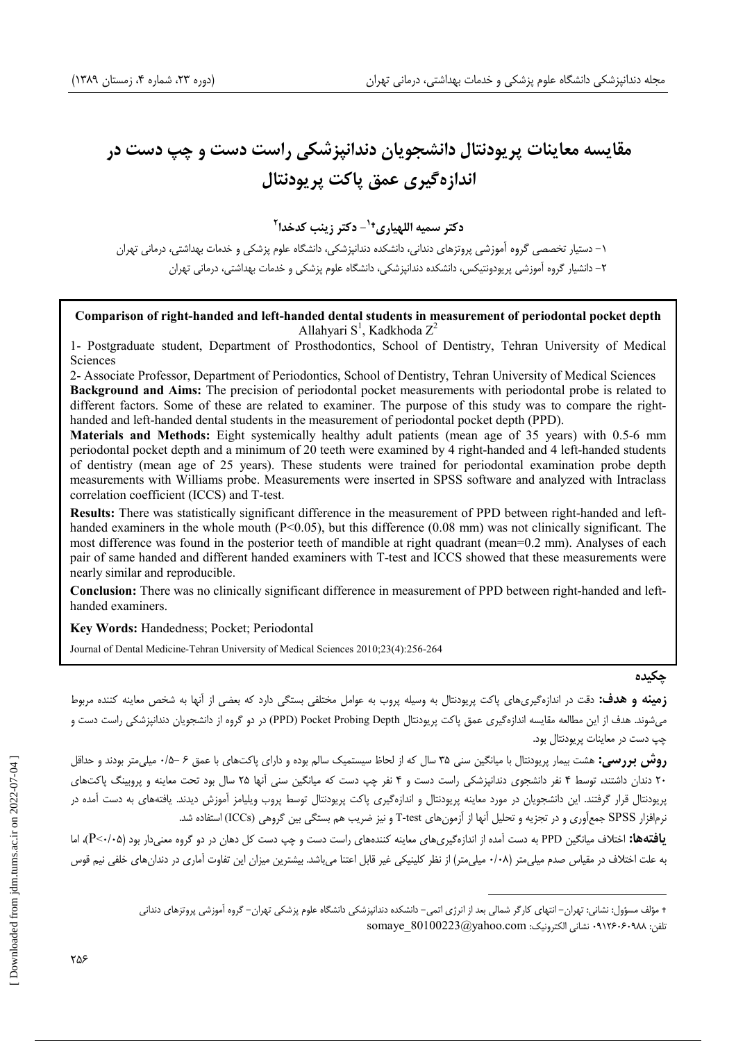# مقایسه معاینات پریودنتال دانشجویان دندانپزشکی راست دست و چپ دست در اندازه‌گیری عمق پاکت پریودنتال

**دکتر سمیه اللهیاری[1+] - دکتر زینب کدخدا[2]**

۱- دستیار تخصصی گروه آموزشی پروتزهای دندانی، دانشکده دندانپزشکی، دانشگاه علوم پزشکی و خدمات بهداشتی، درمانی تهران

۲- دانشیار گروه آموزشی پریودونتیکس، دانشکده دندانپزشکی، دانشگاه علوم پزشکی و خدمات بهداشتی، درمانی تهران

**Comparison of right-handed and left-handed dental students in measurement of periodontal pocket depth**

Allahyari S[1], Kadkhoda Z[2]

1- Postgraduate student, Department of Prosthodontics, School of Dentistry, Tehran University of Medical Sciences

2- Associate Professor, Department of Periodontics, School of Dentistry, Tehran University of Medical Sciences

**Background and Aims:** The precision of periodontal pocket measurements with periodontal probe is related to different factors. Some of these are related to examiner. The purpose of this study was to compare the right-handed and left-handed dental students in the measurement of periodontal pocket depth (PPD).

**Materials and Methods:** Eight systemically healthy adult patients (mean age of 35 years) with 0.5-6 mm periodontal pocket depth and a minimum of 20 teeth were examined by 4 right-handed and 4 left-handed students of dentistry (mean age of 25 years). These students were trained for periodontal examination probe depth measurements with Williams probe. Measurements were inserted in SPSS software and analyzed with Intraclass correlation coefficient (ICCS) and T-test.

**Results:** There was statistically significant difference in the measurement of PPD between right-handed and left-handed examiners in the whole mouth ($P<0.05$), but this difference (0.08 mm) was not clinically significant. The most difference was found in the posterior teeth of mandible at right quadrant (mean=0.2 mm). Analyses of each pair of same handed and different handed examiners with T-test and ICCS showed that these measurements were nearly similar and reproducible.

**Conclusion:** There was no clinically significant difference in measurement of PPD between right-handed and left-handed examiners.

**Key Words:** Handedness; Pocket; Periodontal

Journal of Dental Medicine-Tehran University of Medical Sciences 2010;23(4):256-264

## چکیده

**زمینه و هدف:** دقت در اندازه‌گیری‌های پاکت پریودنتال به وسیله پروب به عوامل مختلفی بستگی دارد که بعضی از آنها به شخص معاینه کننده مربوط می‌شوند. هدف از این مطالعه مقایسه اندازه‌گیری عمق پاکت پریودنتال (PPD) Pocket Probing Depth در دو گروه از دانشجویان دندانپزشکی راست دست و چپ دست در معاینات پریودنتال بود.

**روش بررسی:** هشت بیمار پریودنتال با میانگین سنی ۳۵ سال که از لحاظ سیستمیک سالم بوده و دارای پاکت‌هایی با عمق ۶ -۰/۵ میلی‌متر بودند و حداقل ۲۰ دندان داشتند، توسط ۴ نفر دانشجوی دندانپزشکی راست دست و ۴ نفر چپ دست که میانگین سنی آنها ۲۵ سال بود تحت معاینه و پروبینگ پاکت‌های پریودنتال قرار گرفتند. این دانشجویان در مورد معاینه پریودنتال و اندازه‌گیری پاکت پریودنتال توسط پروب ویلیامز آموزش دیدند. یافته‌های به دست آمده در نرم‌افزار SPSS جمع‌آوری و در تجزیه و تحلیل آنها از آزمون‌های T-test و نیز ضریب هم بستگی بین گروهی (ICCs) استفاده شد.

**یافته‌ها:** اختلاف میانگین PPD به دست آمده از اندازه‌گیری‌های معاینه کننده‌های راست دست و چپ دست کل دهان در دو گروه معنی‌دار بود ($P<0/05$)، اما به علت اختلاف در مقیاس صدم میلی‌متر (۰/۰۸ میلی‌متر) از نظر کلینیکی غیر قابل اعتنا می‌باشد. بیشترین میزان این تفاوت آماری در دندان‌های خلفی نیم قوس

---

+ مؤلف مسؤول: نشانی: تهران- انتهای کارگر شمالی بعد از انرژی اتمی- دانشکده دندانپزشکی دانشگاه علوم پزشکی تهران- گروه آموزشی پروتزهای دندانی

تلفن: ۰۹۱۲۶۰۶۰۹۸۸ نشانی الکترونیک: somaye_80100223@yahoo.com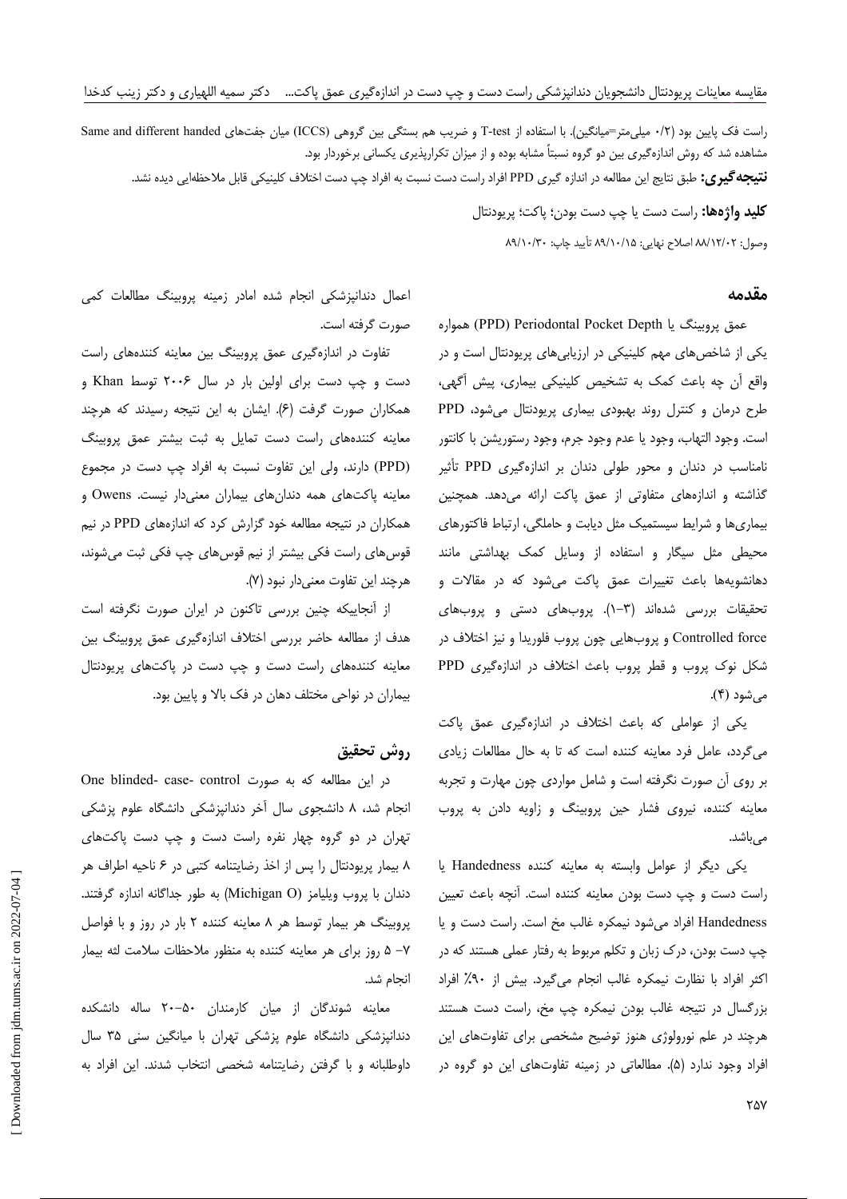راست فک پایین بود (۰/۲ میلی‌متر=میانگین). با استفاده از T-test و ضریب هم بستگی بین گروهی (ICCS) میان جفت‌های Same and different handed مشاهده شد که روش اندازه‌گیری بین دو گروه نسبتاً مشابه بوده و از میزان تکرارپذیری یکسانی برخوردار بود.

**نتیجه‌گیری:** طبق نتایج این مطالعه در اندازه گیری PPD افراد راست دست نسبت به افراد چپ دست اختلاف کلینیکی قابل ملاحظه‌ای دیده نشد.

**کلید واژه‌ها:** راست دست یا چپ دست بودن؛ پاکت؛ پریودنتال

وصول: ۸۸/۱۲/۰۲ اصلاح نهایی: ۸۹/۱۰/۱۵ تأیید چاپ: ۸۹/۱۰/۳۰

## مقدمه

عمق پروبینگ یا Periodontal Pocket Depth (PPD) همواره یکی از شاخص‌های مهم کلینیکی در ارزیابی‌های پریودنتال است و در واقع آن چه باعث کمک به تشخیص کلینیکی بیماری، پیش آگهی، طرح درمان و کنترل روند بهبودی بیماری پریودنتال می‌شود، PPD است. وجود التهاب، وجود یا عدم وجود جرم، وجود رستوریشن با کانتور نامناسب در دندان و محور طولی دندان بر اندازه‌گیری PPD تأثیر گذاشته و اندازه‌های متفاوتی از عمق پاکت ارائه می‌دهد. همچنین بیماری‌ها و شرایط سیستمیک مثل دیابت و حاملگی، ارتباط فاکتورهای محیطی مثل سیگار و استفاده از وسایل کمک بهداشتی مانند دهانشویه‌ها باعث تغییرات عمق پاکت می‌شود که در مقالات و تحقیقات بررسی شده‌اند (۳-۱). پروب‌های دستی و پروب‌های Controlled force و پروب‌هایی چون پروب فلوریدا و نیز اختلاف در شکل نوک پروب و قطر پروب باعث اختلاف در اندازه‌گیری PPD می‌شود (۴).

یکی از عواملی که باعث اختلاف در اندازه‌گیری عمق پاکت می‌گردد، عامل فرد معاینه کننده است که تا به حال مطالعات زیادی بر روی آن صورت نگرفته است و شامل مواردی چون مهارت و تجربه معاینه کننده، نیروی فشار حین پروبینگ و زاویه دادن به پروب می‌باشد.

یکی دیگر از عوامل وابسته به معاینه کننده Handedness یا راست دست و چپ دست بودن معاینه کننده است. آنچه باعث تعیین Handedness افراد می‌شود نیمکره غالب مخ است. راست دست و یا چپ دست بودن، درک زبان و تکلم مربوط به رفتار عملی هستند که در اکثر افراد با نظارت نیمکره غالب انجام می‌گیرد. بیش از ۹۰٪ افراد بزرگسال در نتیجه غالب بودن نیمکره چپ مخ، راست دست هستند هرچند در علم نورولوژی هنوز توضیح مشخصی برای تفاوت‌های این افراد وجود ندارد (۵). مطالعاتی در زمینه تفاوت‌های این دو گروه در اعمال دندانپزشکی انجام شده امادر زمینه پروبینگ مطالعات کمی صورت گرفته است.

تفاوت در اندازه‌گیری عمق پروبینگ بین معاینه کننده‌های راست دست و چپ دست برای اولین بار در سال ۲۰۰۶ توسط Khan و همکاران صورت گرفت (۶). ایشان به این نتیجه رسیدند که هرچند معاینه کننده‌های راست دست تمایل به ثبت بیشتر عمق پروبینگ (PPD) دارند، ولی این تفاوت نسبت به افراد چپ دست در مجموع معاینه پاکت‌های همه دندان‌های بیماران معنی‌دار نیست. Owens و همکاران در نتیجه مطالعه خود گزارش کرد که اندازه‌های PPD در نیم قوس‌های راست فکی بیشتر از نیم قوس‌های چپ فکی ثبت می‌شوند، هرچند این تفاوت معنی‌دار نبود (۷).

از آنجاییکه چنین بررسی تاکنون در ایران صورت نگرفته است هدف از مطالعه حاضر بررسی اختلاف اندازه‌گیری عمق پروبینگ بین معاینه کننده‌های راست دست و چپ دست در پاکت‌های پریودنتال بیماران در نواحی مختلف دهان در فک بالا و پایین بود.

## روش تحقیق

در این مطالعه که به صورت One blinded- case- control انجام شد، ۸ دانشجوی سال آخر دندانپزشکی دانشگاه علوم پزشکی تهران در دو گروه چهار نفره راست دست و چپ دست پاکت‌های ۸ بیمار پریودنتال را پس از اخذ رضایتنامه کتبی در ۶ ناحیه اطراف هر دندان با پروب ویلیامز (Michigan O) به طور جداگانه اندازه گرفتند. پروبینگ هر بیمار توسط هر ۸ معاینه کننده ۲ بار در روز و با فواصل ۷– ۵ روز برای هر معاینه کننده به منظور ملاحظات سلامت لثه بیمار انجام شد.

معاینه شوندگان از میان کارمندان ۵۰–۲۰ ساله دانشکده دندانپزشکی دانشگاه علوم پزشکی تهران با میانگین سنی ۳۵ سال داوطلبانه و با گرفتن رضایتنامه شخصی انتخاب شدند. این افراد به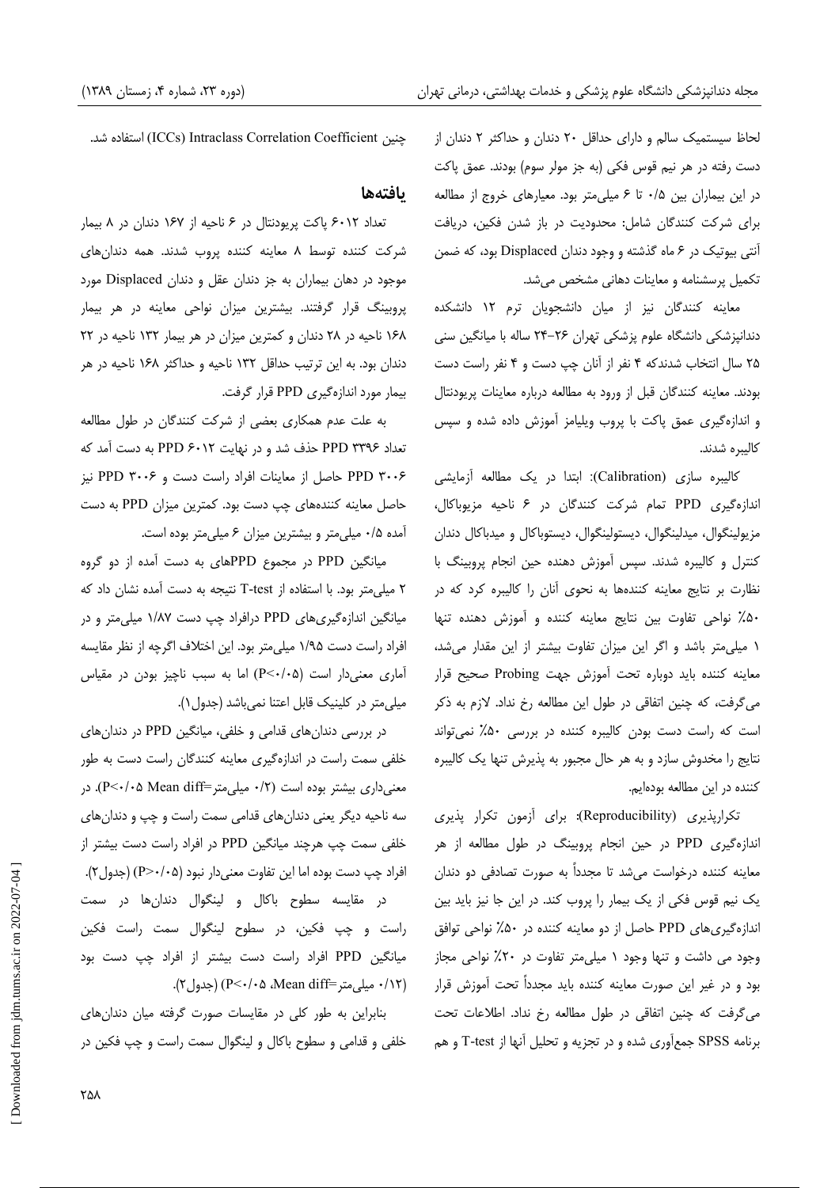لحاظ سیستمیک سالم و دارای حداقل ۲۰ دندان و حداکثر ۲ دندان از دست رفته در هر نیم قوس فکی (به جز مولر سوم) بودند. عمق پاکت در این بیماران بین ۰/۵ تا ۶ میلی‌متر بود. معیارهای خروج از مطالعه برای شرکت کنندگان شامل: محدودیت در باز شدن فکین، دریافت آنتی بیوتیک در ۶ ماه گذشته و وجود دندان Displaced بود، که ضمن تکمیل پرسشنامه و معاینات دهانی مشخص می‌شد.

معاینه کنندگان نیز از میان دانشجویان ترم ۱۲ دانشکده دندانپزشکی دانشگاه علوم پزشکی تهران ۲۶-۲۴ ساله با میانگین سنی ۲۵ سال انتخاب شدندکه ۴ نفر از آنان چپ دست و ۴ نفر راست دست بودند. معاینه کنندگان قبل از ورود به مطالعه درباره معاینات پریودنتال و اندازه‌گیری عمق پاکت با پروب ویلیامز آموزش داده شده و سپس کالیبره شدند.

کالیبره سازی (Calibration): ابتدا در یک مطالعه آزمایشی اندازه‌گیری PPD تمام شرکت کنندگان در ۶ ناحیه مزیوباکال، مزیولینگوال، میدلینگوال، دیستولینگوال، دیستوباکال و میدباکال دندان کنترل و کالیبره شدند. سپس آموزش دهنده حین انجام پروبینگ با نظارت بر نتایج معاینه کننده‌ها به نحوی آنان را کالیبره کرد که در ۵۰٪ نواحی تفاوت بین نتایج معاینه کننده و آموزش دهنده تنها ۱ میلی‌متر باشد و اگر این میزان تفاوت بیشتر از این مقدار می‌شد، معاینه کننده باید دوباره تحت آموزش جهت Probing صحیح قرار می‌گرفت، که چنین اتفاقی در طول این مطالعه رخ نداد. لازم به ذکر است که راست دست بودن کالیبره کننده در بررسی ۵۰٪ نمی‌تواند نتایج را مخدوش سازد و به هر حال مجبور به پذیرش تنها یک کالیبره کننده در این مطالعه بوده‌ایم.

تکرارپذیری (Reproducibility): برای آزمون تکرار پذیری اندازه‌گیری PPD در حین انجام پروبینگ در طول مطالعه از هر معاینه کننده درخواست می‌شد تا مجدداً به صورت تصادفی دو دندان یک نیم قوس فکی از یک بیمار را پروب کند. در این جا نیز باید بین اندازه‌گیری‌های PPD حاصل از دو معاینه کننده در ۵۰٪ نواحی توافق وجود می داشت و تنها وجود ۱ میلی‌متر تفاوت در ۲۰٪ نواحی مجاز بود و در غیر این صورت معاینه کننده باید مجدداً تحت آموزش قرار می‌گرفت که چنین اتفاقی در طول مطالعه رخ نداد. اطلاعات تحت برنامه SPSS جمع‌آوری شده و در تجزیه و تحلیل آنها از T-test و هم چنین Intraclass Correlation Coefficient (ICCs) استفاده شد.

## یافته‌ها

تعداد ۶۰۱۲ پاکت پریودنتال در ۶ ناحیه از ۱۶۷ دندان در ۸ بیمار شرکت کننده توسط ۸ معاینه کننده پروب شدند. همه دندان‌های موجود در دهان بیماران به جز دندان عقل و دندان Displaced مورد پروبینگ قرار گرفتند. بیشترین میزان نواحی معاینه در هر بیمار ۱۶۸ ناحیه در ۲۸ دندان و کمترین میزان در هر بیمار ۱۳۲ ناحیه در ۲۲ دندان بود. به این ترتیب حداقل ۱۳۲ ناحیه و حداکثر ۱۶۸ ناحیه در هر بیمار مورد اندازه‌گیری PPD قرار گرفت.

به علت عدم همکاری بعضی از شرکت کنندگان در طول مطالعه تعداد ۳۳۹۶ PPD حذف شد و در نهایت ۶۰۱۲ PPD به دست آمد که ۳۰۰۶ PPD حاصل از معاینات افراد راست دست و ۳۰۰۶ PPD نیز حاصل معاینه کننده‌های چپ دست بود. کمترین میزان PPD به دست آمده ۰/۵ میلی‌متر و بیشترین میزان ۶ میلی‌متر بوده است.

میانگین PPD در مجموع PPDهای به دست آمده از دو گروه ۲ میلی‌متر بود. با استفاده از T-test نتیجه به دست آمده نشان داد که میانگین اندازه‌گیری‌های PPD درافراد چپ دست ۱/۸۷ میلی‌متر و در افراد راست دست ۱/۹۵ میلی‌متر بود. این اختلاف اگرچه از نظر مقایسه آماری معنی‌دار است (P<۰/۰۵) اما به سبب ناچیز بودن در مقیاس میلی‌متر در کلینیک قابل اعتنا نمی‌باشد (جدول۱).

در بررسی دندان‌های قدامی و خلفی، میانگین PPD در دندان‌های خلفی سمت راست در اندازه‌گیری معاینه کنندگان راست دست به طور معنی‌داری بیشتر بوده است (۰/۲ میلی‌متر=P<۰/۰۵ Mean diff). در سه ناحیه دیگر یعنی دندان‌های قدامی سمت راست و چپ و دندان‌های خلفی سمت چپ هرچند میانگین PPD در افراد راست دست بیشتر از افراد چپ دست بوده اما این تفاوت معنی‌دار نبود (P>۰/۰۵) (جدول۲).

در مقایسه سطوح باکال و لینگوال دندان‌ها در سمت راست و چپ فکین، در سطوح لینگوال سمت راست فکین میانگین PPD افراد راست دست بیشتر از افراد چپ دست بود (۰/۱۲ میلی‌متر=Mean diff، P<۰/۰۵) (جدول۲).

بنابراین به طور کلی در مقایسات صورت گرفته میان دندان‌های خلفی و قدامی و سطوح باکال و لینگوال سمت راست و چپ فکین در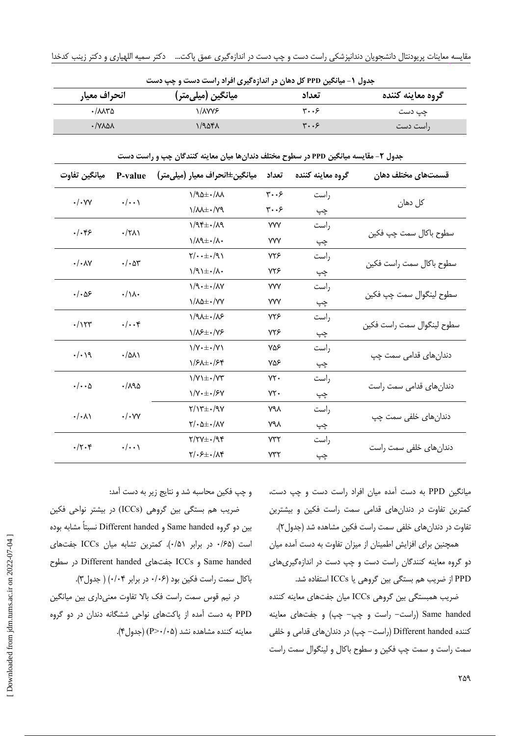**جدول ۱- میانگین PPD کل دهان در اندازه‌گیری افراد راست دست و چپ دست**

| گروه معاینه کننده | تعداد | میانگین (میلی‌متر) | انحراف معیار |
|---|---|---|---|
| چپ دست | ۳۰۰۶ | ۱/۸۷۷۶ | ۰/۸۸۳۵ |
| راست دست | ۳۰۰۶ | ۱/۹۵۴۸ | ۰/۷۸۵۸ |

**جدول ۲- مقایسه میانگین PPD در سطوح مختلف دندان‌ها میان معاینه کنندگان چپ و راست دست**

| قسمت‌های مختلف دهان | گروه معاینه کننده | تعداد | میانگین±انحراف معیار (میلی‌متر) | P-value | میانگین تفاوت |
|---|---|---|---|---|---|
| کل دهان | راست | ۳۰۰۶ | ۱/۹۵±۰/۸۸ | ۰/۰۰۱ | ۰/۰۷۷ |
| | چپ | ۳۰۰۶ | ۱/۸۸±۰/۷۹ | | |
| سطوح باکال سمت چپ فکین | راست | ۷۷۷ | ۱/۹۴±۰/۸۹ | ۰/۲۸۱ | ۰/۰۴۶ |
| | چپ | ۷۷۷ | ۱/۸۹±۰/۸۰ | | |
| سطوح باکال سمت راست فکین | راست | ۷۲۶ | ۲/۰۰±۰/۹۱ | ۰/۰۵۳ | ۰/۰۸۷ |
| | چپ | ۷۲۶ | ۱/۹۱±۰/۸۰ | | |
| سطوح لینگوال سمت چپ فکین | راست | ۷۷۷ | ۱/۹۰±۰/۸۷ | ۰/۱۸۰ | ۰/۰۵۶ |
| | چپ | ۷۷۷ | ۱/۸۵±۰/۷۷ | | |
| سطوح لینگوال سمت راست فکین | راست | ۷۲۶ | ۱/۹۸±۰/۸۶ | ۰/۰۰۴ | ۰/۱۲۳ |
| | چپ | ۷۲۶ | ۱/۸۶±۰/۷۶ | | |
| دندان‌های قدامی سمت چپ | راست | ۷۵۶ | ۱/۷۰±۰/۷۱ | ۰/۵۸۱ | ۰/۰۱۹ |
| | چپ | ۷۵۶ | ۱/۶۸±۰/۶۴ | | |
| دندان‌های قدامی سمت راست | راست | ۷۲۰ | ۱/۷۱±۰/۷۳ | ۰/۸۹۵ | ۰/۰۰۵ |
| | چپ | ۷۲۰ | ۱/۷۰±۰/۶۷ | | |
| دندان‌های خلفی سمت چپ | راست | ۷۹۸ | ۲/۱۳±۰/۹۷ | ۰/۰۷۷ | ۰/۰۸۱ |
| | چپ | ۷۹۸ | ۲/۰۵±۰/۸۷ | | |
| دندان‌های خلفی سمت راست | راست | ۷۳۲ | ۲/۲۷±۰/۹۴ | ۰/۰۰۱ | ۰/۲۰۴ |
| | چپ | ۷۳۲ | ۲/۰۶±۰/۸۴ | | |

میانگین PPD به دست آمده میان افراد راست دست و چپ دست، کمترین تفاوت در دندان‌های قدامی سمت راست فکین و بیشترین تفاوت در دندان‌های خلفی سمت راست فکین مشاهده شد (جدول۲).

همچنین برای افزایش اطمینان از میزان تفاوت به دست آمده میان دو گروه معاینه کنندگان راست دست و چپ دست در اندازه‌گیری‌های PPD از ضریب هم بستگی بین گروهی یا ICCs استفاده شد.

ضریب همبستگی بین گروهی ICCs میان جفت‌های معاینه کننده Same handed (راست- راست و چپ- چپ) و جفت‌های معاینه کننده Different handed (راست- چپ) در دندان‌های قدامی و خلفی سمت راست و سمت چپ فکین و سطوح باکال و لینگوال سمت راست و چپ فکین محاسبه شد و نتایج زیر به دست آمد:

ضریب هم بستگی بین گروهی (ICCs) در بیشتر نواحی فکین بین دو گروه Same handed و Different handed نسبتاً مشابه بوده است (۰/۶۵ در برابر ۰/۵۱). کمترین تشابه میان ICCs جفت‌های Same handed و ICCs جفت‌های Different handed در سطوح باکال سمت راست فکین بود (۰/۰۶ در برابر ۰/۰۴) ( جدول۳).

در نیم قوس سمت راست فک بالا تفاوت معنی‌داری بین میانگین PPD به دست آمده از پاکت‌های نواحی ششگانه دندان در دو گروه معاینه کننده مشاهده نشد ($P>0/05$) (جدول۴).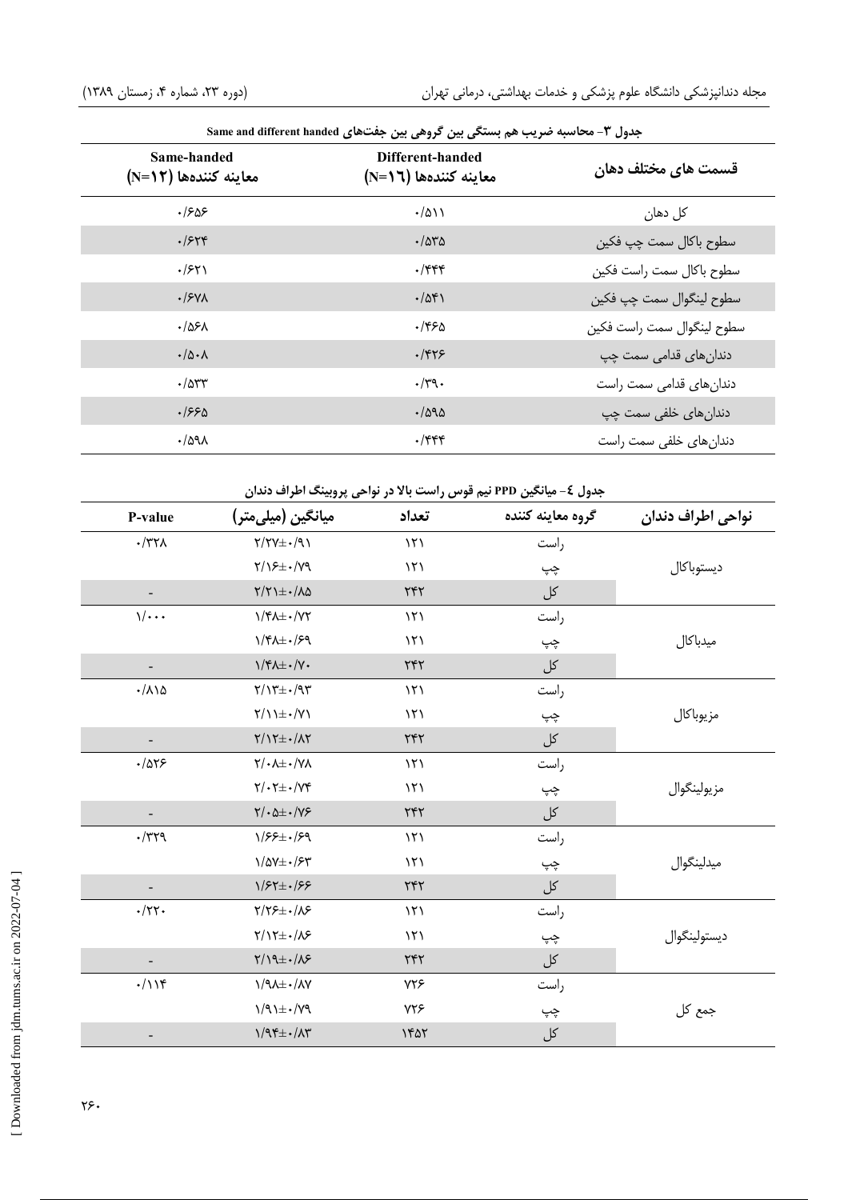جدول ۳- محاسبه ضریب هم بستگی بین گروهی بین جفت‌های Same and different handed

| قسمت های مختلف دهان | Different-handed معاینه کننده‌ها (N=۱۶) | Same-handed معاینه کننده‌ها (N=۱۲) |
|---|---|---|
| کل دهان | ۰/۵۱۱ | ۰/۶۵۶ |
| سطوح باکال سمت چپ فکین | ۰/۵۳۵ | ۰/۶۲۴ |
| سطوح باکال سمت راست فکین | ۰/۴۴۴ | ۰/۶۲۱ |
| سطوح لینگوال سمت چپ فکین | ۰/۵۴۱ | ۰/۶۷۸ |
| سطوح لینگوال سمت راست فکین | ۰/۴۶۵ | ۰/۵۶۸ |
| دندان‌های قدامی سمت چپ | ۰/۴۲۶ | ۰/۵۰۸ |
| دندان‌های قدامی سمت راست | ۰/۳۹۰ | ۰/۵۳۳ |
| دندان‌های خلفی سمت چپ | ۰/۵۹۵ | ۰/۶۶۵ |
| دندان‌های خلفی سمت راست | ۰/۴۴۴ | ۰/۵۹۸ |

جدول ٤- میانگین PPD نیم قوس راست بالا در نواحی پروبینگ اطراف دندان

| نواحی اطراف دندان | گروه معاینه کننده | تعداد | میانگین (میلی‌متر) | P-value |
|---|---|---|---|---|
| دیستوباکال | راست | ۱۲۱ | ۲/۲۷±۰/۹۱ | ۰/۳۲۸ |
| | چپ | ۱۲۱ | ۲/۱۶±۰/۷۹ | |
| | کل | ۲۴۲ | ۲/۲۱±۰/۸۵ | - |
| میدباکال | راست | ۱۲۱ | ۱/۴۸±۰/۷۲ | ۱/۰۰۰ |
| | چپ | ۱۲۱ | ۱/۴۸±۰/۶۹ | |
| | کل | ۲۴۲ | ۱/۴۸±۰/۷۰ | - |
| مزیوباکال | راست | ۱۲۱ | ۲/۱۳±۰/۹۳ | ۰/۸۱۵ |
| | چپ | ۱۲۱ | ۲/۱۱±۰/۷۱ | |
| | کل | ۲۴۲ | ۲/۱۲±۰/۸۲ | - |
| مزیولینگوال | راست | ۱۲۱ | ۲/۰۸±۰/۷۸ | ۰/۵۲۶ |
| | چپ | ۱۲۱ | ۲/۰۲±۰/۷۴ | |
| | کل | ۲۴۲ | ۲/۰۵±۰/۷۶ | - |
| میدلینگوال | راست | ۱۲۱ | ۱/۶۶±۰/۶۹ | ۰/۳۲۹ |
| | چپ | ۱۲۱ | ۱/۵۷±۰/۶۳ | |
| | کل | ۲۴۲ | ۱/۶۲±۰/۶۶ | - |
| دیستولینگوال | راست | ۱۲۱ | ۲/۲۶±۰/۸۶ | ۰/۲۲۰ |
| | چپ | ۱۲۱ | ۲/۱۲±۰/۸۶ | |
| | کل | ۲۴۲ | ۲/۱۹±۰/۸۶ | - |
| جمع کل | راست | ۷۲۶ | ۱/۹۸±۰/۸۷ | ۰/۱۱۴ |
| | چپ | ۷۲۶ | ۱/۹۱±۰/۷۹ | |
| | کل | ۱۴۵۲ | ۱/۹۴±۰/۸۳ | - |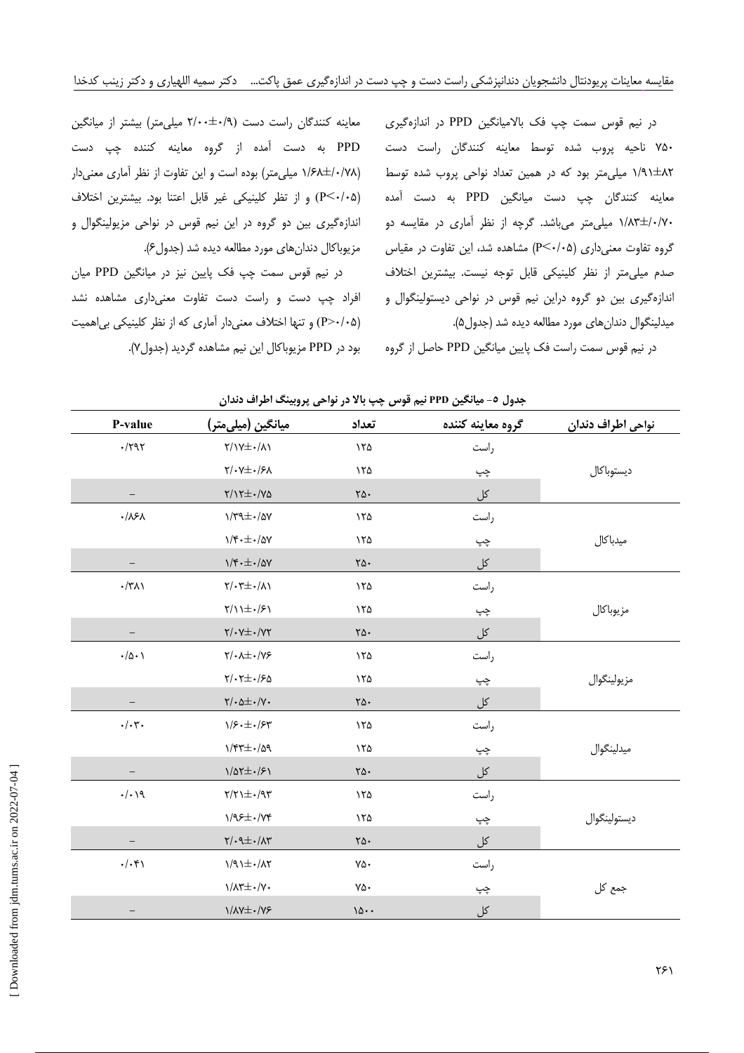در نیم قوس سمت چپ فک بالامیانگین PPD در اندازه‌گیری ۷۵۰ ناحیه پروب شده توسط معاینه کنندگان راست دست ۰/۸۲±۱/۹۱ میلی‌متر بود که در همین تعداد نواحی پروب شده توسط معاینه کنندگان چپ دست میانگین PPD به دست آمده ۰/۷۰±۱/۸۳ میلی‌متر می‌باشد. گرچه از نظر آماری در مقایسه دو گروه تفاوت معنی‌داری (P<۰/۰۵) مشاهده شد، این تفاوت در مقیاس صدم میلی‌متر از نظر کلینیکی قابل توجه نیست. بیشترین اختلاف اندازه‌گیری بین دو گروه دراین نیم قوس در نواحی دیستولینگوال و میدلینگوال دندان‌های مورد مطالعه دیده شد (جدول۵).

در نیم قوس سمت راست فک پایین میانگین PPD حاصل از گروه معاینه کنندگان راست دست (۰/۹±۲/۰۰ میلی‌متر) بیشتر از میانگین PPD به دست آمده از گروه معاینه کننده چپ دست (۰/۷۸±۱/۶۸ میلی‌متر) بوده است و این تفاوت از نظر آماری معنی‌دار (P<۰/۰۵) و از نظر کلینیکی غیر قابل اعتنا بود. بیشترین اختلاف اندازه‌گیری بین دو گروه در این نیم قوس در نواحی مزیولینگوال و مزیوباکال دندان‌های مورد مطالعه دیده شد (جدول۶).

در نیم قوس سمت چپ فک پایین نیز در میانگین PPD میان افراد چپ دست و راست دست تفاوت معنی‌داری مشاهده نشد (P>۰/۰۵) و تنها اختلاف معنی‌دار آماری که از نظر کلینیکی بی‌اهمیت بود در PPD مزیوباکال این نیم مشاهده گردید (جدول۷).

**جدول ۵- میانگین PPD نیم قوس چپ بالا در نواحی پروبینگ اطراف دندان**

| نواحی اطراف دندان | گروه معاینه کننده | تعداد | میانگین (میلی‌متر) | P-value |
|---|---|---|---|---|
| دیستوباکال | راست | ۱۲۵ | ۰/۸۱±۲/۱۷ | ۰/۲۹۲ |
| | چپ | ۱۲۵ | ۰/۶۸±۲/۰۷ | |
| | کل | ۲۵۰ | ۰/۷۵±۲/۱۲ | – |
| میدباکال | راست | ۱۲۵ | ۰/۵۷±۱/۳۹ | ۰/۸۶۸ |
| | چپ | ۱۲۵ | ۰/۵۷±۱/۴۰ | |
| | کل | ۲۵۰ | ۰/۵۷±۱/۴۰ | – |
| مزیوباکال | راست | ۱۲۵ | ۰/۸۱±۲/۰۳ | ۰/۳۸۱ |
| | چپ | ۱۲۵ | ۰/۶۱±۲/۱۱ | |
| | کل | ۲۵۰ | ۰/۷۲±۲/۰۷ | – |
| مزیولینگوال | راست | ۱۲۵ | ۰/۷۶±۲/۰۸ | ۰/۵۰۱ |
| | چپ | ۱۲۵ | ۰/۶۵±۲/۰۲ | |
| | کل | ۲۵۰ | ۰/۷۰±۲/۰۵ | – |
| میدلینگوال | راست | ۱۲۵ | ۰/۶۳±۱/۶۰ | ۰/۰۳۰ |
| | چپ | ۱۲۵ | ۰/۵۹±۱/۴۳ | |
| | کل | ۲۵۰ | ۰/۶۱±۱/۵۲ | – |
| دیستولینگوال | راست | ۱۲۵ | ۰/۹۳±۲/۲۱ | ۰/۰۱۹ |
| | چپ | ۱۲۵ | ۰/۷۴±۱/۹۶ | |
| | کل | ۲۵۰ | ۰/۸۳±۲/۰۹ | – |
| جمع کل | راست | ۷۵۰ | ۰/۸۲±۱/۹۱ | ۰/۰۴۱ |
| | چپ | ۷۵۰ | ۰/۷۰±۱/۸۳ | |
| | کل | ۱۵۰۰ | ۰/۷۶±۱/۸۷ | – |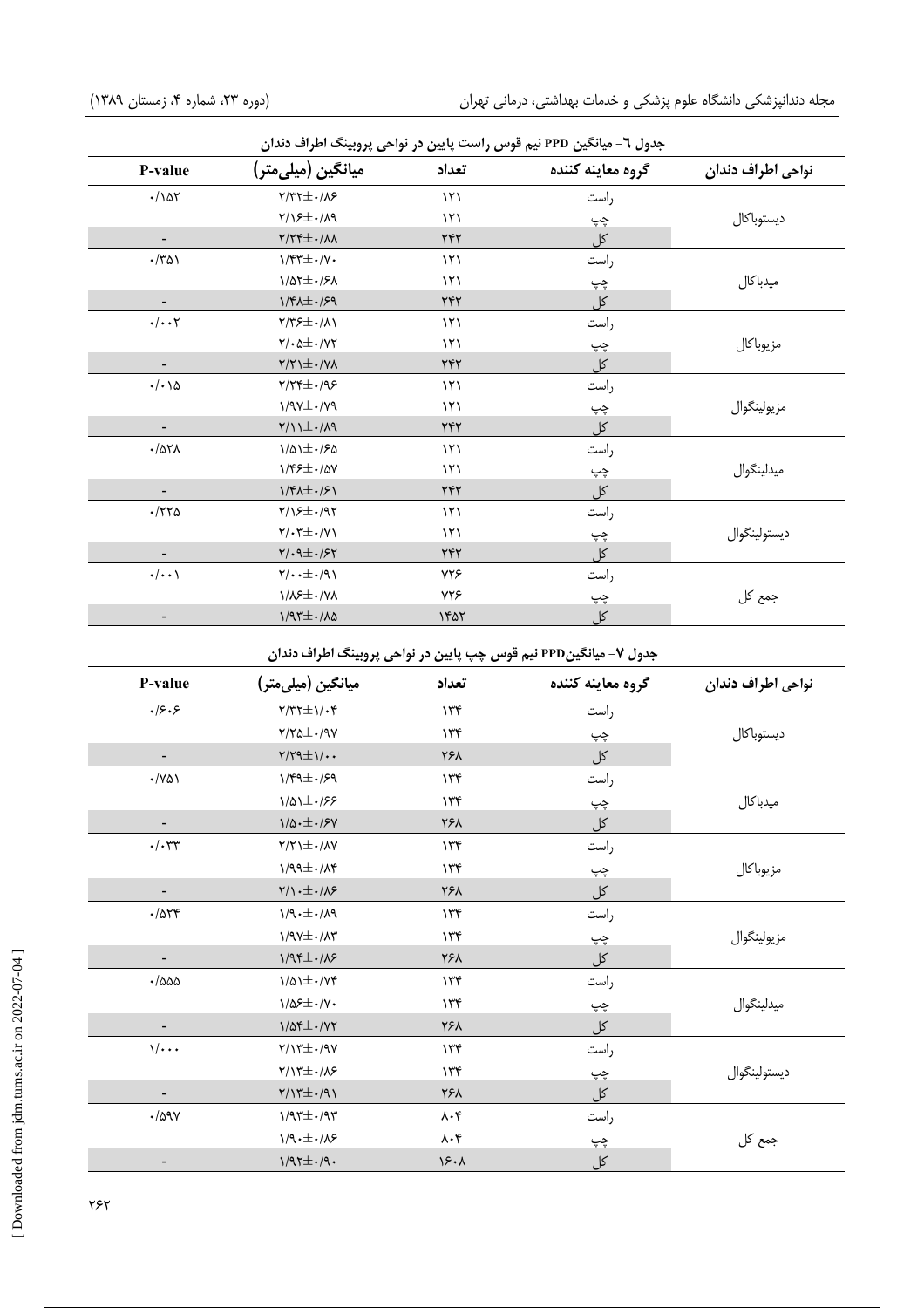جدول ٦- میانگین PPD نیم قوس راست پایین در نواحی پروبینگ اطراف دندان

| نواحی اطراف دندان | گروه معاینه کننده | تعداد | میانگین (میلی‌متر) | P-value |
|---|---|---|---|---|
| دیستوباکال | راست | ۱۲۱ | ۲/۳۲±۰/۸۶ | ۰/۱۵۲ |
| | چپ | ۱۲۱ | ۲/۱۶±۰/۸۹ | |
| | کل | ۲۴۲ | ۲/۲۴±۰/۸۸ | - |
| میدباکال | راست | ۱۲۱ | ۱/۴۳±۰/۷۰ | ۰/۳۵۱ |
| | چپ | ۱۲۱ | ۱/۵۲±۰/۶۸ | |
| | کل | ۲۴۲ | ۱/۴۸±۰/۶۹ | - |
| مزیوباکال | راست | ۱۲۱ | ۲/۳۶±۰/۸۱ | ۰/۰۰۲ |
| | چپ | ۱۲۱ | ۲/۰۵±۰/۷۲ | |
| | کل | ۲۴۲ | ۲/۲۱±۰/۷۸ | - |
| مزیولینگوال | راست | ۱۲۱ | ۲/۲۴±۰/۹۶ | ۰/۰۱۵ |
| | چپ | ۱۲۱ | ۱/۹۷±۰/۷۹ | |
| | کل | ۲۴۲ | ۲/۱۱±۰/۸۹ | - |
| میدلینگوال | راست | ۱۲۱ | ۱/۵۱±۰/۶۵ | ۰/۵۲۸ |
| | چپ | ۱۲۱ | ۱/۴۶±۰/۵۷ | |
| | کل | ۲۴۲ | ۱/۴۸±۰/۶۱ | - |
| دیستولینگوال | راست | ۱۲۱ | ۲/۱۶±۰/۹۲ | ۰/۲۲۵ |
| | چپ | ۱۲۱ | ۲/۰۳±۰/۷۱ | |
| | کل | ۲۴۲ | ۲/۰۹±۰/۶۲ | - |
| جمع کل | راست | ۷۲۶ | ۲/۰۰±۰/۹۱ | ۰/۰۰۱ |
| | چپ | ۷۲۶ | ۱/۸۶±۰/۷۸ | |
| | کل | ۱۴۵۲ | ۱/۹۳±۰/۸۵ | - |

جدول ٧- میانگین PPD نیم قوس چپ پایین در نواحی پروبینگ اطراف دندان

| نواحی اطراف دندان | گروه معاینه کننده | تعداد | میانگین (میلی‌متر) | P-value |
|---|---|---|---|---|
| دیستوباکال | راست | ۱۳۴ | ۲/۳۲±۱/۰۴ | ۰/۶۰۶ |
| | چپ | ۱۳۴ | ۲/۲۵±۰/۹۷ | |
| | کل | ۲۶۸ | ۲/۲۹±۱/۰۰ | - |
| میدباکال | راست | ۱۳۴ | ۱/۴۹±۰/۶۹ | ۰/۷۵۱ |
| | چپ | ۱۳۴ | ۱/۵۱±۰/۶۶ | |
| | کل | ۲۶۸ | ۱/۵۰±۰/۶۷ | - |
| مزیوباکال | راست | ۱۳۴ | ۲/۲۱±۰/۸۷ | ۰/۰۳۳ |
| | چپ | ۱۳۴ | ۱/۹۹±۰/۸۴ | |
| | کل | ۲۶۸ | ۲/۱۰±۰/۸۶ | - |
| مزیولینگوال | راست | ۱۳۴ | ۱/۹۰±۰/۸۹ | ۰/۵۲۴ |
| | چپ | ۱۳۴ | ۱/۹۷±۰/۸۳ | |
| | کل | ۲۶۸ | ۱/۹۴±۰/۸۶ | - |
| میدلینگوال | راست | ۱۳۴ | ۱/۵۱±۰/۷۴ | ۰/۵۵۵ |
| | چپ | ۱۳۴ | ۱/۵۶±۰/۷۰ | |
| | کل | ۲۶۸ | ۱/۵۴±۰/۷۲ | - |
| دیستولینگوال | راست | ۱۳۴ | ۲/۱۳±۰/۹۷ | ۱/۰۰۰ |
| | چپ | ۱۳۴ | ۲/۱۳±۰/۸۶ | |
| | کل | ۲۶۸ | ۲/۱۳±۰/۹۱ | - |
| جمع کل | راست | ۸۰۴ | ۱/۹۳±۰/۹۳ | ۰/۵۹۷ |
| | چپ | ۸۰۴ | ۱/۹۰±۰/۸۶ | |
| | کل | ۱۶۰۸ | ۱/۹۲±۰/۹۰ | - |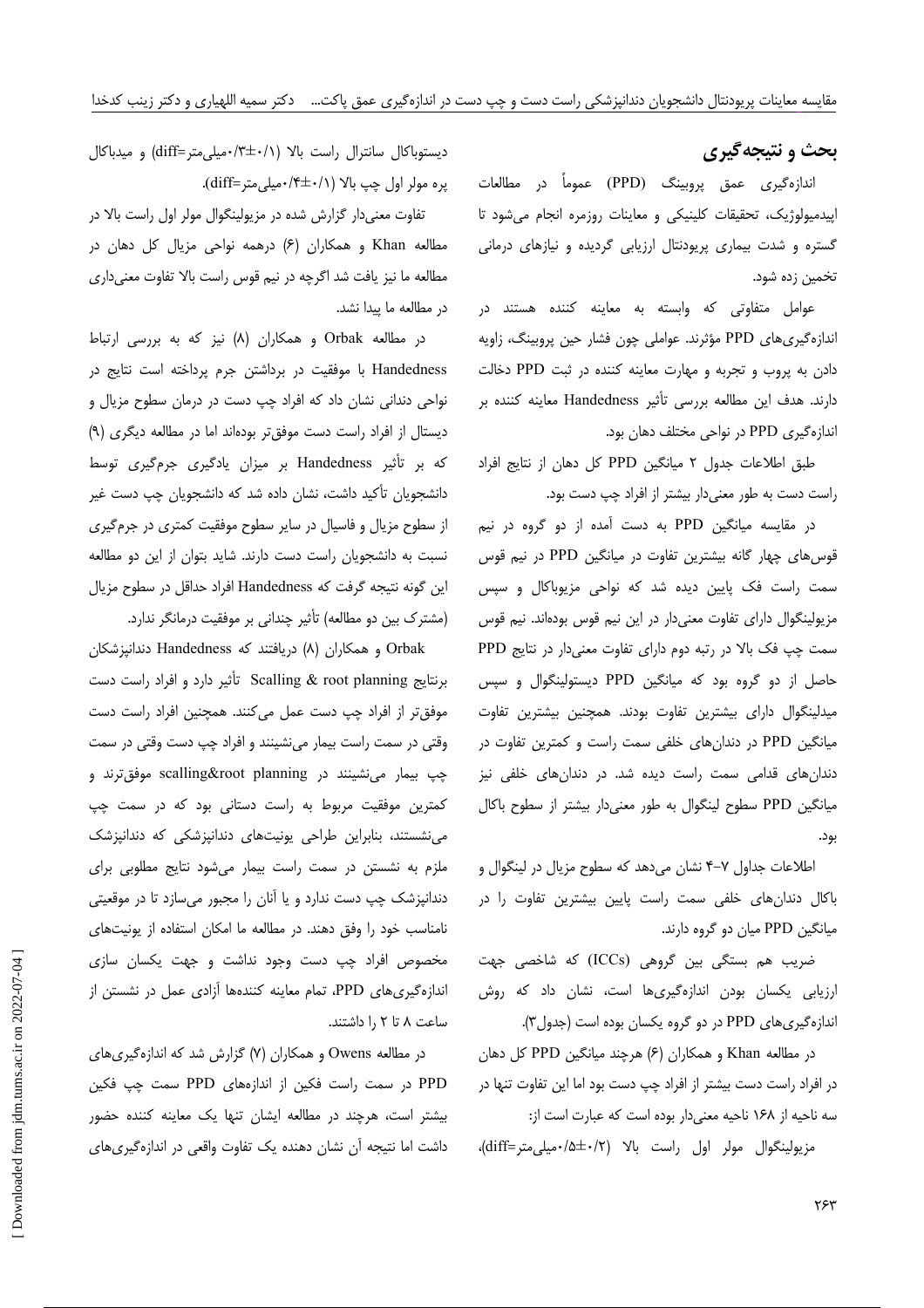## بحث و نتیجه‌گیری

اندازه‌گیری عمق پروبینگ (PPD) عموماً در مطالعات اپیدمیولوژیک، تحقیقات کلینیکی و معاینات روزمره انجام می‌شود تا گستره و شدت بیماری پریودنتال ارزیابی گردیده و نیازهای درمانی تخمین زده شود.

عوامل متفاوتی که وابسته به معاینه کننده هستند در اندازه‌گیری‌های PPD مؤثرند. عواملی چون فشار حین پروبینگ، زاویه دادن به پروب و تجربه و مهارت معاینه کننده در ثبت PPD دخالت دارند. هدف این مطالعه بررسی تأثیر Handedness معاینه کننده بر اندازه‌گیری PPD در نواحی مختلف دهان بود.

طبق اطلاعات جدول ۲ میانگین PPD کل دهان از نتایج افراد راست دست به طور معنی‌دار بیشتر از افراد چپ دست بود.

در مقایسه میانگین PPD به دست آمده از دو گروه در نیم قوس‌های چهار گانه بیشترین تفاوت در میانگین PPD در نیم قوس سمت راست فک پایین دیده شد که نواحی مزیوباکال و سپس مزیولینگوال دارای تفاوت معنی‌دار در این نیم قوس بوده‌اند. نیم قوس سمت چپ فک بالا در رتبه دوم دارای تفاوت معنی‌دار در نتایج PPD حاصل از دو گروه بود که میانگین PPD دیستولینگوال و سپس میدلینگوال دارای بیشترین تفاوت بودند. همچنین بیشترین تفاوت میانگین PPD در دندان‌های خلفی سمت راست و کمترین تفاوت در دندان‌های قدامی سمت راست دیده شد. در دندان‌های خلفی نیز میانگین PPD سطوح لینگوال به طور معنی‌دار بیشتر از سطوح باکال بود.

اطلاعات جداول ۷-۴ نشان می‌دهد که سطوح مزیال در لینگوال و باکال دندان‌های خلفی سمت راست پایین بیشترین تفاوت را در میانگین PPD میان دو گروه دارند.

ضریب هم بستگی بین گروهی (ICCs) که شاخصی جهت ارزیابی یکسان بودن اندازه‌گیری‌ها است، نشان داد که روش اندازه‌گیری‌های PPD در دو گروه یکسان بوده است (جدول۳).

در مطالعه Khan و همکاران (۶) هرچند میانگین PPD کل دهان در افراد راست دست بیشتر از افراد چپ دست بود اما این تفاوت تنها در سه ناحیه از ۱۶۸ ناحیه معنی‌دار بوده است که عبارت است از:

مزیولینگوال مولر اول راست بالا (۰/۲±۰/۵میلی‌متر=diff)، دیستوباکال سانترال راست بالا (۰/۱±۰/۳میلی‌متر=diff) و میدباکال پره مولر اول چپ بالا (۰/۱±۰/۴میلی‌متر=diff).

تفاوت معنی‌دار گزارش شده در مزیولینگوال مولر اول راست بالا در مطالعه Khan و همکاران (۶) درهمه نواحی مزیال کل دهان در مطالعه ما نیز یافت شد اگرچه در نیم قوس راست بالا تفاوت معنی‌داری در مطالعه ما پیدا نشد.

در مطالعه Orbak و همکاران (۸) نیز که به بررسی ارتباط Handedness با موفقیت در برداشتن جرم پرداخته است نتایج در نواحی دندانی نشان داد که افراد چپ دست در درمان سطوح مزیال و دیستال از افراد راست دست موفق‌تر بوده‌اند اما در مطالعه دیگری (۹) که بر تأثیر Handedness بر میزان یادگیری جرم‌گیری توسط دانشجویان تأکید داشت، نشان داده شد که دانشجویان چپ دست غیر از سطوح مزیال و فاسیال در سایر سطوح موفقیت کمتری در جرم‌گیری نسبت به دانشجویان راست دست دارند. شاید بتوان از این دو مطالعه این گونه نتیجه گرفت که Handedness افراد حداقل در سطوح مزیال (مشترک بین دو مطالعه) تأثیر چندانی بر موفقیت درمانگر ندارد.

Orbak و همکاران (۸) دریافتند که Handedness دندانپزشکان برنتایج Scalling & root planning تأثیر دارد و افراد راست دست موفق‌تر از افراد چپ دست عمل می‌کنند. همچنین افراد راست دست وقتی در سمت راست بیمار می‌نشینند و افراد چپ دست وقتی در سمت چپ بیمار می‌نشینند در scalling&root planning موفق‌ترند و کمترین موفقیت مربوط به راست دستانی بود که در سمت چپ می‌نشستند، بنابراین طراحی یونیت‌های دندانپزشکی که دندانپزشک ملزم به نشستن در سمت راست بیمار می‌شود نتایج مطلوبی برای دندانپزشک چپ دست ندارد و یا آنان را مجبور می‌سازد تا در موقعیتی نامناسب خود را وفق دهند. در مطالعه ما امکان استفاده از یونیت‌های مخصوص افراد چپ دست وجود نداشت و جهت یکسان سازی اندازه‌گیری‌های PPD، تمام معاینه کننده‌ها آزادی عمل در نشستن از ساعت ۸ تا ۲ را داشتند.

در مطالعه Owens و همکاران (۷) گزارش شد که اندازه‌گیری‌های PPD در سمت راست فکین از اندازه‌های PPD سمت چپ فکین بیشتر است، هرچند در مطالعه ایشان تنها یک معاینه کننده حضور داشت اما نتیجه آن نشان دهنده یک تفاوت واقعی در اندازه‌گیری‌های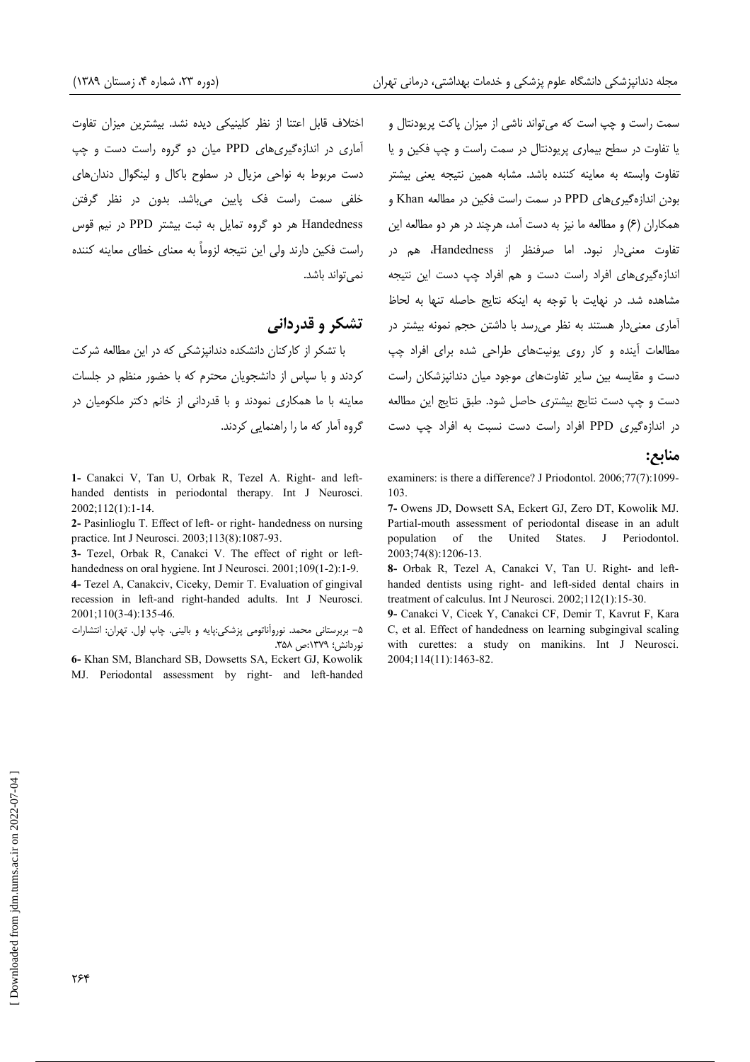سمت راست و چپ است که می‌تواند ناشی از میزان پاکت پریودنتال و یا تفاوت در سطح بیماری پریودنتال در سمت راست و چپ فکین و یا تفاوت وابسته به معاینه کننده باشد. مشابه همین نتیجه یعنی بیشتر بودن اندازه‌گیری‌های PPD در سمت راست فکین در مطالعه Khan و همکاران (۶) و مطالعه ما نیز به دست آمد، هرچند در هر دو مطالعه این تفاوت معنی‌دار نبود. اما صرفنظر از Handedness، هم در اندازه‌گیری‌های افراد راست دست و هم افراد چپ دست این نتیجه مشاهده شد. در نهایت با توجه به اینکه نتایج حاصله تنها به لحاظ آماری معنی‌دار هستند به نظر می‌رسد با داشتن حجم نمونه بیشتر در مطالعات آینده و کار روی یونیت‌های طراحی شده برای افراد چپ دست و مقایسه بین سایر تفاوت‌های موجود میان دندانپزشکان راست دست و چپ دست نتایج بیشتری حاصل شود. طبق نتایج این مطالعه در اندازه‌گیری PPD افراد راست دست نسبت به افراد چپ دست اختلاف قابل اعتنا از نظر کلینیکی دیده نشد. بیشترین میزان تفاوت آماری در اندازه‌گیری‌های PPD میان دو گروه راست دست و چپ دست مربوط به نواحی مزیال در سطوح باکال و لینگوال دندان‌های خلفی سمت راست فک پایین می‌باشد. بدون در نظر گرفتن Handedness هر دو گروه تمایل به ثبت بیشتر PPD در نیم قوس راست فکین دارند ولی این نتیجه لزوماً به معنای خطای معاینه کننده نمی‌تواند باشد.

## تشکر و قدردانی

با تشکر از کارکنان دانشکده دندانپزشکی که در این مطالعه شرکت کردند و با سپاس از دانشجویان محترم که با حضور منظم در جلسات معاینه با ما همکاری نمودند و با قدردانی از خانم دکتر ملکومیان در گروه آمار که ما را راهنمایی کردند.

## منابع:

**1-** Canakci V, Tan U, Orbak R, Tezel A. Right- and left-handed dentists in periodontal therapy. Int J Neurosci. 2002;112(1):1-14.

**2-** Pasinlioglu T. Effect of left- or right- handedness on nursing practice. Int J Neurosci. 2003;113(8):1087-93.

**3-** Tezel, Orbak R, Canakci V. The effect of right or left-handedness on oral hygiene. Int J Neurosci. 2001;109(1-2):1-9.

**4-** Tezel A, Canakciv, Ciceky, Demir T. Evaluation of gingival recession in left-and right-handed adults. Int J Neurosci. 2001;110(3-4):135-46.

۵- بربرستانی محمد. نوروآناتومی پزشکی:پایه و بالینی. چاپ اول. تهران: انتشارات نوردانش؛ ۱۳۷۹:ص ۳۵۸.

**6-** Khan SM, Blanchard SB, Dowsetts SA, Eckert GJ, Kowolik MJ. Periodontal assessment by right- and left-handed examiners: is there a difference? J Priodontol. 2006;77(7):1099-103.

**7-** Owens JD, Dowsett SA, Eckert GJ, Zero DT, Kowolik MJ. Partial-mouth assessment of periodontal disease in an adult population of the United States. J Periodontol. 2003;74(8):1206-13.

**8-** Orbak R, Tezel A, Canakci V, Tan U. Right- and left-handed dentists using right- and left-sided dental chairs in treatment of calculus. Int J Neurosci. 2002;112(1):15-30.

**9-** Canakci V, Cicek Y, Canakci CF, Demir T, Kavrut F, Kara C, et al. Effect of handedness on learning subgingival scaling with curettes: a study on manikins. Int J Neurosci. 2004;114(11):1463-82.